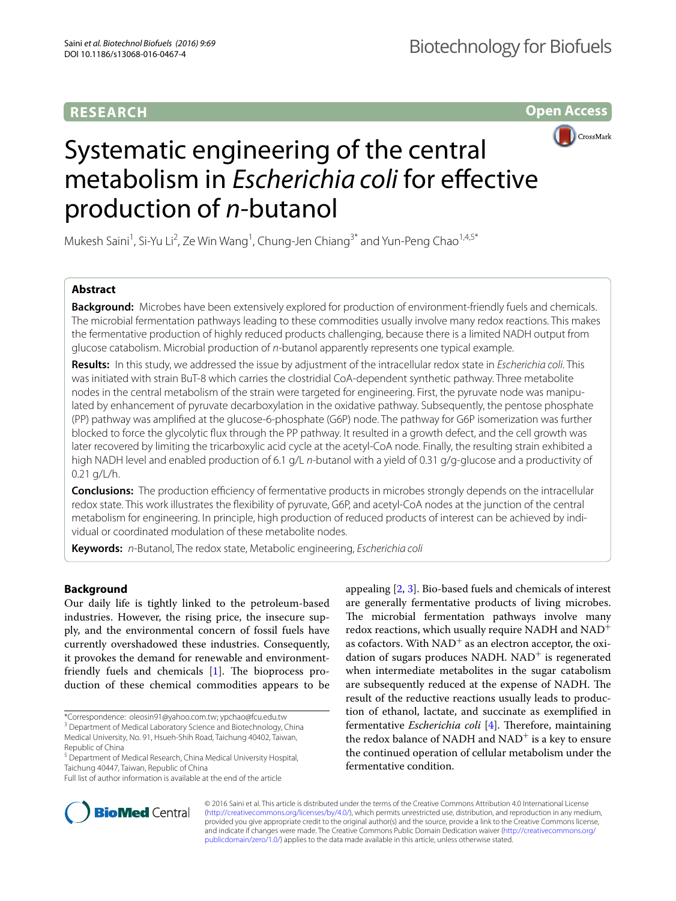RESEARCH

Open Access

# Systematic engineering of the central metabolism in *Escherichia coli* for effective production of *n*-butanol

Mukesh Saini[1], Si-Yu Li[2], Ze Win Wang[1], Chung-Jen Chiang[3*] and Yun-Peng Chao[1,4,5*]

## Abstract

**Background:** Microbes have been extensively explored for production of environment-friendly fuels and chemicals. The microbial fermentation pathways leading to these commodities usually involve many redox reactions. This makes the fermentative production of highly reduced products challenging, because there is a limited NADH output from glucose catabolism. Microbial production of *n*-butanol apparently represents one typical example.

**Results:** In this study, we addressed the issue by adjustment of the intracellular redox state in *Escherichia coli*. This was initiated with strain BuT-8 which carries the clostridial CoA-dependent synthetic pathway. Three metabolite nodes in the central metabolism of the strain were targeted for engineering. First, the pyruvate node was manipulated by enhancement of pyruvate decarboxylation in the oxidative pathway. Subsequently, the pentose phosphate (PP) pathway was amplified at the glucose-6-phosphate (G6P) node. The pathway for G6P isomerization was further blocked to force the glycolytic flux through the PP pathway. It resulted in a growth defect, and the cell growth was later recovered by limiting the tricarboxylic acid cycle at the acetyl-CoA node. Finally, the resulting strain exhibited a high NADH level and enabled production of 6.1 g/L *n*-butanol with a yield of 0.31 g/g-glucose and a productivity of 0.21 g/L/h.

**Conclusions:** The production efficiency of fermentative products in microbes strongly depends on the intracellular redox state. This work illustrates the flexibility of pyruvate, G6P, and acetyl-CoA nodes at the junction of the central metabolism for engineering. In principle, high production of reduced products of interest can be achieved by individual or coordinated modulation of these metabolite nodes.

**Keywords:** *n*-Butanol, The redox state, Metabolic engineering, *Escherichia coli*

## Background

Our daily life is tightly linked to the petroleum-based industries. However, the rising price, the insecure supply, and the environmental concern of fossil fuels have currently overshadowed these industries. Consequently, it provokes the demand for renewable and environment-friendly fuels and chemicals [1]. The bioprocess production of these chemical commodities appears to be appealing [2, 3]. Bio-based fuels and chemicals of interest are generally fermentative products of living microbes. The microbial fermentation pathways involve many redox reactions, which usually require NADH and $NAD^+$ as cofactors. With $NAD^+$ as an electron acceptor, the oxidation of sugars produces NADH. $NAD^+$ is regenerated when intermediate metabolites in the sugar catabolism are subsequently reduced at the expense of NADH. The result of the reductive reactions usually leads to production of ethanol, lactate, and succinate as exemplified in fermentative *Escherichia coli* [4]. Therefore, maintaining the redox balance of NADH and $NAD^+$ is a key to ensure the continued operation of cellular metabolism under the fermentative condition.

*Correspondence: oleosin91@yahoo.com.tw; ypchao@fcu.edu.tw
[3] Department of Medical Laboratory Science and Biotechnology, China Medical University, No. 91, Hsueh-Shih Road, Taichung 40402, Taiwan, Republic of China
[5] Department of Medical Research, China Medical University Hospital, Taichung 40447, Taiwan, Republic of China
Full list of author information is available at the end of the article

© 2016 Saini et al. This article is distributed under the terms of the Creative Commons Attribution 4.0 International License (http://creativecommons.org/licenses/by/4.0/), which permits unrestricted use, distribution, and reproduction in any medium, provided you give appropriate credit to the original author(s) and the source, provide a link to the Creative Commons license, and indicate if changes were made. The Creative Commons Public Domain Dedication waiver (http://creativecommons.org/publicdomain/zero/1.0/) applies to the data made available in this article, unless otherwise stated.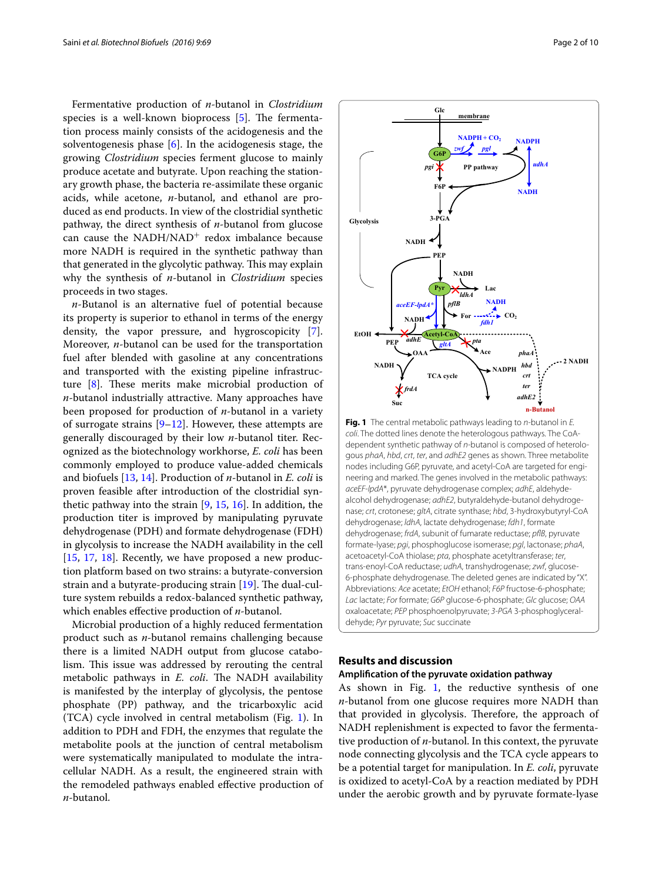Fermentative production of *n*-butanol in *Clostridium* species is a well-known bioprocess [5]. The fermentation process mainly consists of the acidogenesis and the solventogenesis phase [6]. In the acidogenesis stage, the growing *Clostridium* species ferment glucose to mainly produce acetate and butyrate. Upon reaching the stationary growth phase, the bacteria re-assimilate these organic acids, while acetone, *n*-butanol, and ethanol are produced as end products. In view of the clostridial synthetic pathway, the direct synthesis of *n*-butanol from glucose can cause the NADH/NAD$^+$ redox imbalance because more NADH is required in the synthetic pathway than that generated in the glycolytic pathway. This may explain why the synthesis of *n*-butanol in *Clostridium* species proceeds in two stages.

*n*-Butanol is an alternative fuel of potential because its property is superior to ethanol in terms of the energy density, the vapor pressure, and hygroscopicity [7]. Moreover, *n*-butanol can be used for the transportation fuel after blended with gasoline at any concentrations and transported with the existing pipeline infrastructure [8]. These merits make microbial production of *n*-butanol industrially attractive. Many approaches have been proposed for production of *n*-butanol in a variety of surrogate strains [9–12]. However, these attempts are generally discouraged by their low *n*-butanol titer. Recognized as the biotechnology workhorse, *E. coli* has been commonly employed to produce value-added chemicals and biofuels [13, 14]. Production of *n*-butanol in *E. coli* is proven feasible after introduction of the clostridial synthetic pathway into the strain [9, 15, 16]. In addition, the production titer is improved by manipulating pyruvate dehydrogenase (PDH) and formate dehydrogenase (FDH) in glycolysis to increase the NADH availability in the cell [15, 17, 18]. Recently, we have proposed a new production platform based on two strains: a butyrate-conversion strain and a butyrate-producing strain [19]. The dual-culture system rebuilds a redox-balanced synthetic pathway, which enables effective production of *n*-butanol.

Microbial production of a highly reduced fermentation product such as *n*-butanol remains challenging because there is a limited NADH output from glucose catabolism. This issue was addressed by rerouting the central metabolic pathways in *E. coli*. The NADH availability is manifested by the interplay of glycolysis, the pentose phosphate (PP) pathway, and the tricarboxylic acid (TCA) cycle involved in central metabolism (Fig. 1). In addition to PDH and FDH, the enzymes that regulate the metabolite pools at the junction of central metabolism were systematically manipulated to modulate the intracellular NADH. As a result, the engineered strain with the remodeled pathways enabled effective production of *n*-butanol.

Glc
membrane
NADPH + $CO_2$
zwf
pgl
NADPH
udhA
NADH
G6P
pgi
PP pathway
F6P
3-PGA
Glycolysis
NADH
PEP
NADH
Pyr
ldhA
Lac
aceEF-lpdA*
pflB
NADH
For
$CO_2$
fdh1
NADH
EtOH
adhE
Acetyl-CoA
PEP
gltA
pta
Ace
OAA
phaA
hbd
2 NADH
NADH
TCA cycle
NADPH
crt
ter
frdA
adhE2
Suc
n-Butanol

**Fig. 1** The central metabolic pathways leading to *n*-butanol in *E. coli*. The dotted lines denote the heterologous pathways. The CoA-dependent synthetic pathway of *n*-butanol is composed of heterologous *phaA*, *hbd*, *crt*, *ter*, and *adhE2* genes as shown. Three metabolite nodes including G6P, pyruvate, and acetyl-CoA are targeted for engineering and marked. The genes involved in the metabolic pathways: *aceEF-lpdA\**, pyruvate dehydrogenase complex; *adhE*, aldehyde-alcohol dehydrogenase; *adhE2*, butyraldehyde-butanol dehydrogenase; *crt*, crotonese; *gltA*, citrate synthase; *hbd*, 3-hydroxybutyryl-CoA dehydrogenase; *ldhA*, lactate dehydrogenase; *fdh1*, formate dehydrogenase; *frdA*, subunit of fumarate reductase; *pflB*, pyruvate formate-lyase; *pgi*, phosphoglucose isomerase; *pgl*, lactonase; *phaA*, acetoacetyl-CoA thiolase; *pta*, phosphate acetyltransferase; *ter*, trans-enoyl-CoA reductase; *udhA*, transhydrogenase; *zwf*, glucose-6-phosphate dehydrogenase. The deleted genes are indicated by "X". Abbreviations: *Ace* acetate; *EtOH* ethanol; *F6P* fructose-6-phosphate; *Lac* lactate; *For* formate; *G6P* glucose-6-phosphate; *Glc* glucose; *OAA* oxaloacetate; *PEP* phosphoenolpyruvate; *3-PGA* 3-phosphoglyceraldehyde; *Pyr* pyruvate; *Suc* succinate

## Results and discussion

### Amplification of the pyruvate oxidation pathway

As shown in Fig. 1, the reductive synthesis of one *n*-butanol from one glucose requires more NADH than that provided in glycolysis. Therefore, the approach of NADH replenishment is expected to favor the fermentative production of *n*-butanol. In this context, the pyruvate node connecting glycolysis and the TCA cycle appears to be a potential target for manipulation. In *E. coli*, pyruvate is oxidized to acetyl-CoA by a reaction mediated by PDH under the aerobic growth and by pyruvate formate-lyase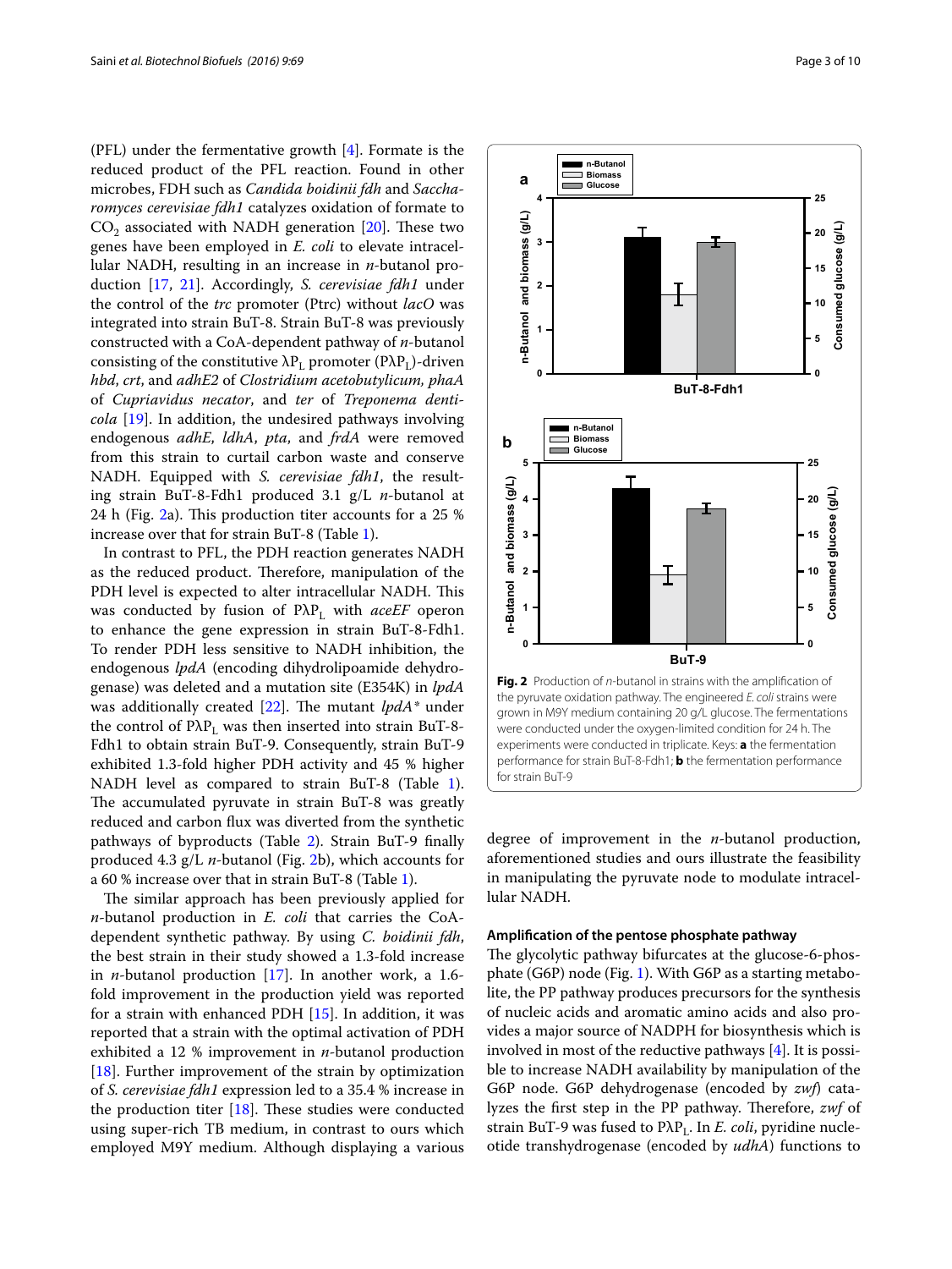(PFL) under the fermentative growth [4]. Formate is the reduced product of the PFL reaction. Found in other microbes, FDH such as *Candida boidinii fdh* and *Saccharomyces cerevisiae fdh1* catalyzes oxidation of formate to $CO_2$ associated with NADH generation [20]. These two genes have been employed in *E. coli* to elevate intracellular NADH, resulting in an increase in *n*-butanol production [17, 21]. Accordingly, *S. cerevisiae fdh1* under the control of the *trc* promoter (Ptrc) without *lacO* was integrated into strain BuT-8. Strain BuT-8 was previously constructed with a CoA-dependent pathway of *n*-butanol consisting of the constitutive $\lambda P_L$ promoter ($P\lambda P_L$)-driven *hbd*, *crt*, and *adhE2* of *Clostridium acetobutylicum*, *phaA* of *Cupriavidus necator*, and *ter* of *Treponema denticola* [19]. In addition, the undesired pathways involving endogenous *adhE*, *ldhA*, *pta*, and *frdA* were removed from this strain to curtail carbon waste and conserve NADH. Equipped with *S. cerevisiae fdh1*, the resulting strain BuT-8-Fdh1 produced 3.1 g/L *n*-butanol at 24 h (Fig. 2a). This production titer accounts for a 25 % increase over that for strain BuT-8 (Table 1).

In contrast to PFL, the PDH reaction generates NADH as the reduced product. Therefore, manipulation of the PDH level is expected to alter intracellular NADH. This was conducted by fusion of $P\lambda P_L$ with *aceEF* operon to enhance the gene expression in strain BuT-8-Fdh1. To render PDH less sensitive to NADH inhibition, the endogenous *lpdA* (encoding dihydrolipoamide dehydrogenase) was deleted and a mutation site (E354K) in *lpdA* was additionally created [22]. The mutant *lpdA\** under the control of $P\lambda P_L$ was then inserted into strain BuT-8-Fdh1 to obtain strain BuT-9. Consequently, strain BuT-9 exhibited 1.3-fold higher PDH activity and 45 % higher NADH level as compared to strain BuT-8 (Table 1). The accumulated pyruvate in strain BuT-8 was greatly reduced and carbon flux was diverted from the synthetic pathways of byproducts (Table 2). Strain BuT-9 finally produced 4.3 g/L *n*-butanol (Fig. 2b), which accounts for a 60 % increase over that in strain BuT-8 (Table 1).

The similar approach has been previously applied for *n*-butanol production in *E. coli* that carries the CoA-dependent synthetic pathway. By using *C. boidinii fdh*, the best strain in their study showed a 1.3-fold increase in *n*-butanol production [17]. In another work, a 1.6-fold improvement in the production yield was reported for a strain with enhanced PDH [15]. In addition, it was reported that a strain with the optimal activation of PDH exhibited a 12 % improvement in *n*-butanol production [18]. Further improvement of the strain by optimization of *S. cerevisiae fdh1* expression led to a 35.4 % increase in the production titer [18]. These studies were conducted using super-rich TB medium, in contrast to ours which employed M9Y medium. Although displaying a various degree of improvement in the *n*-butanol production, aforementioned studies and ours illustrate the feasibility in manipulating the pyruvate node to modulate intracellular NADH.

a
n-Butanol
Biomass
Glucose
n-Butanol and biomass (g/L)
Consumed glucose (g/L)
0
1
2
3
4
0
5
10
15
20
25
BuT-8-Fdh1

b
n-Butanol
Biomass
Glucose
n-Butanol and biomass (g/L)
Consumed glucose (g/L)
0
1
2
3
4
5
0
5
10
15
20
25
BuT-9

**Fig. 2** Production of *n*-butanol in strains with the amplification of the pyruvate oxidation pathway. The engineered *E. coli* strains were grown in M9Y medium containing 20 g/L glucose. The fermentations were conducted under the oxygen-limited condition for 24 h. The experiments were conducted in triplicate. Keys: **a** the fermentation performance for strain BuT-8-Fdh1; **b** the fermentation performance for strain BuT-9

## Amplification of the pentose phosphate pathway

The glycolytic pathway bifurcates at the glucose-6-phosphate (G6P) node (Fig. 1). With G6P as a starting metabolite, the PP pathway produces precursors for the synthesis of nucleic acids and aromatic amino acids and also provides a major source of NADPH for biosynthesis which is involved in most of the reductive pathways [4]. It is possible to increase NADH availability by manipulation of the G6P node. G6P dehydrogenase (encoded by *zwf*) catalyzes the first step in the PP pathway. Therefore, *zwf* of strain BuT-9 was fused to $P\lambda P_L$. In *E. coli*, pyridine nucleotide transhydrogenase (encoded by *udhA*) functions to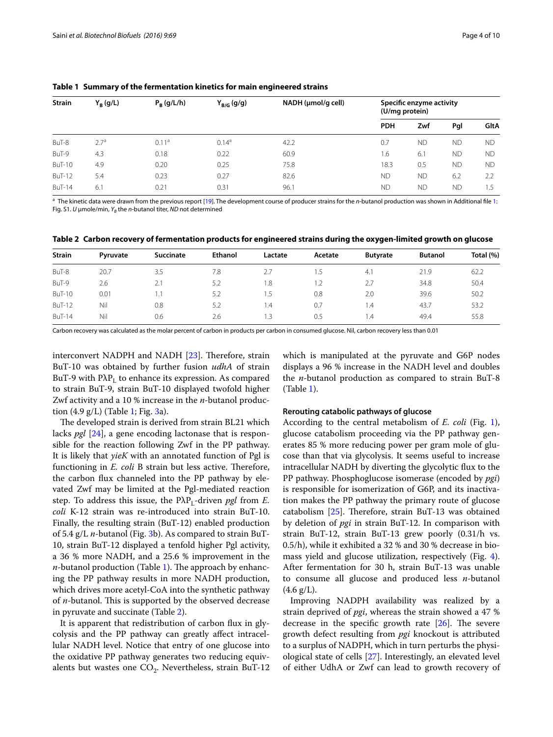**Table 1 Summary of the fermentation kinetics for main engineered strains**

| Strain | $Y_B$ (g/L) | $P_B$ (g/L/h) | $Y_{B/G}$ (g/g) | NADH (μmol/g cell) | Specific enzyme activity (U/mg protein) | | | |
|---|---|---|---|---|---|---|---|---|
| | | | | | PDH | Zwf | Pgl | GltA |
| BuT-8 | 2.7[a] | 0.11[a] | 0.14[a] | 42.2 | 0.7 | ND | ND | ND |
| BuT-9 | 4.3 | 0.18 | 0.22 | 60.9 | 1.6 | 6.1 | ND | ND |
| BuT-10 | 4.9 | 0.20 | 0.25 | 75.8 | 18.3 | 0.5 | ND | ND |
| BuT-12 | 5.4 | 0.23 | 0.27 | 82.6 | ND | ND | 6.2 | 2.2 |
| BuT-14 | 6.1 | 0.21 | 0.31 | 96.1 | ND | ND | ND | 1.5 |

[a] The kinetic data were drawn from the previous report [19]. The development course of producer strains for the *n*-butanol production was shown in Additional file 1: Fig. S1. *U* μmole/min, $Y_B$ the *n*-butanol titer, *ND* not determined

**Table 2 Carbon recovery of fermentation products for engineered strains during the oxygen-limited growth on glucose**

| Strain | Pyruvate | Succinate | Ethanol | Lactate | Acetate | Butyrate | Butanol | Total (%) |
|---|---|---|---|---|---|---|---|---|
| BuT-8 | 20.7 | 3.5 | 7.8 | 2.7 | 1.5 | 4.1 | 21.9 | 62.2 |
| BuT-9 | 2.6 | 2.1 | 5.2 | 1.8 | 1.2 | 2.7 | 34.8 | 50.4 |
| BuT-10 | 0.01 | 1.1 | 5.2 | 1.5 | 0.8 | 2.0 | 39.6 | 50.2 |
| BuT-12 | Nil | 0.8 | 5.2 | 1.4 | 0.7 | 1.4 | 43.7 | 53.2 |
| BuT-14 | Nil | 0.6 | 2.6 | 1.3 | 0.5 | 1.4 | 49.4 | 55.8 |

Carbon recovery was calculated as the molar percent of carbon in products per carbon in consumed glucose. Nil, carbon recovery less than 0.01

interconvert NADPH and NADH [23]. Therefore, strain BuT-10 was obtained by further fusion *udhA* of strain BuT-9 with $P\lambda P_L$ to enhance its expression. As compared to strain BuT-9, strain BuT-10 displayed twofold higher Zwf activity and a 10 % increase in the *n*-butanol production (4.9 g/L) (Table 1; Fig. 3a).

The developed strain is derived from strain BL21 which lacks *pgl* [24], a gene encoding lactonase that is responsible for the reaction following Zwf in the PP pathway. It is likely that *yieK* with an annotated function of Pgl is functioning in *E. coli* B strain but less active. Therefore, the carbon flux channeled into the PP pathway by elevated Zwf may be limited at the Pgl-mediated reaction step. To address this issue, the $P\lambda P_L$-driven *pgl* from *E. coli* K-12 strain was re-introduced into strain BuT-10. Finally, the resulting strain (BuT-12) enabled production of 5.4 g/L *n*-butanol (Fig. 3b). As compared to strain BuT-10, strain BuT-12 displayed a tenfold higher Pgl activity, a 36 % more NADH, and a 25.6 % improvement in the *n*-butanol production (Table 1). The approach by enhancing the PP pathway results in more NADH production, which drives more acetyl-CoA into the synthetic pathway of *n*-butanol. This is supported by the observed decrease in pyruvate and succinate (Table 2).

It is apparent that redistribution of carbon flux in glycolysis and the PP pathway can greatly affect intracellular NADH level. Notice that entry of one glucose into the oxidative PP pathway generates two reducing equivalents but wastes one $CO_2$. Nevertheless, strain BuT-12 which is manipulated at the pyruvate and G6P nodes displays a 96 % increase in the NADH level and doubles the *n*-butanol production as compared to strain BuT-8 (Table 1).

### Rerouting catabolic pathways of glucose

According to the central metabolism of *E. coli* (Fig. 1), glucose catabolism proceeding via the PP pathway generates 85 % more reducing power per gram mole of glucose than that via glycolysis. It seems useful to increase intracellular NADH by diverting the glycolytic flux to the PP pathway. Phosphoglucose isomerase (encoded by *pgi*) is responsible for isomerization of G6P, and its inactivation makes the PP pathway the primary route of glucose catabolism [25]. Therefore, strain BuT-13 was obtained by deletion of *pgi* in strain BuT-12. In comparison with strain BuT-12, strain BuT-13 grew poorly (0.31/h vs. 0.5/h), while it exhibited a 32 % and 30 % decrease in biomass yield and glucose utilization, respectively (Fig. 4). After fermentation for 30 h, strain BuT-13 was unable to consume all glucose and produced less *n*-butanol (4.6 g/L).

Improving NADPH availability was realized by a strain deprived of *pgi*, whereas the strain showed a 47 % decrease in the specific growth rate [26]. The severe growth defect resulting from *pgi* knockout is attributed to a surplus of NADPH, which in turn perturbs the physiological state of cells [27]. Interestingly, an elevated level of either UdhA or Zwf can lead to growth recovery of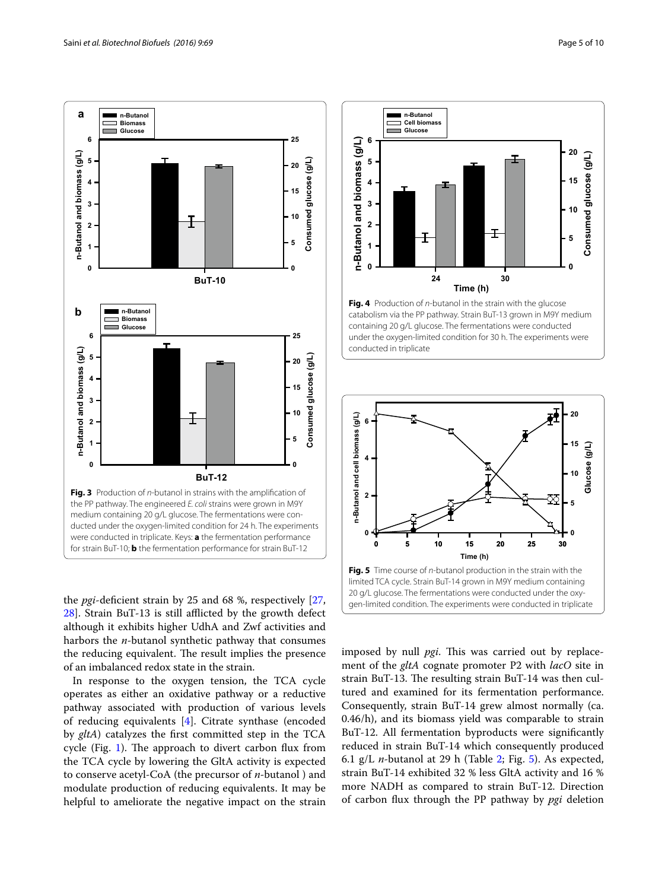**a**

n-Butanol
Biomass
Glucose

n-Butanol and biomass (g/L)

Consumed glucose (g/L)

0 1 2 3 4 5 6

0 5 10 15 20 25

BuT-10

**b**

n-Butanol
Biomass
Glucose

n-Butanol and biomass (g/L)

Consumed glucose (g/L)

0 1 2 3 4 5 6

0 5 10 15 20 25

BuT-12

**Fig. 3** Production of *n*-butanol in strains with the amplification of the PP pathway. The engineered *E. coli* strains were grown in M9Y medium containing 20 g/L glucose. The fermentations were conducted under the oxygen-limited condition for 24 h. The experiments were conducted in triplicate. Keys: **a** the fermentation performance for strain BuT-10; **b** the fermentation performance for strain BuT-12

n-Butanol
Cell biomass
Glucose

n-Butanol and biomass (g/L)

Consumed glucose (g/L)

0 1 2 3 4 5 6

0 5 10 15 20

24 30

Time (h)

**Fig. 4** Production of *n*-butanol in the strain with the glucose catabolism via the PP pathway. Strain BuT-13 grown in M9Y medium containing 20 g/L glucose. The fermentations were conducted under the oxygen-limited condition for 30 h. The experiments were conducted in triplicate

n-Butanol and cell biomass (g/L)

Glucose (g/L)

0 2 4 6

0 5 10 15 20

0 5 10 15 20 25 30

Time (h)

**Fig. 5** Time course of *n*-butanol production in the strain with the limited TCA cycle. Strain BuT-14 grown in M9Y medium containing 20 g/L glucose. The fermentations were conducted under the oxygen-limited condition. The experiments were conducted in triplicate

the *pgi*-deficient strain by 25 and 68 %, respectively [27, 28]. Strain BuT-13 is still afflicted by the growth defect although it exhibits higher UdhA and Zwf activities and harbors the *n*-butanol synthetic pathway that consumes the reducing equivalent. The result implies the presence of an imbalanced redox state in the strain.

In response to the oxygen tension, the TCA cycle operates as either an oxidative pathway or a reductive pathway associated with production of various levels of reducing equivalents [4]. Citrate synthase (encoded by *gltA*) catalyzes the first committed step in the TCA cycle (Fig. 1). The approach to divert carbon flux from the TCA cycle by lowering the GltA activity is expected to conserve acetyl-CoA (the precursor of *n*-butanol ) and modulate production of reducing equivalents. It may be helpful to ameliorate the negative impact on the strain imposed by null *pgi*. This was carried out by replacement of the *gltA* cognate promoter P2 with *lacO* site in strain BuT-13. The resulting strain BuT-14 was then cultured and examined for its fermentation performance. Consequently, strain BuT-14 grew almost normally (ca. 0.46/h), and its biomass yield was comparable to strain BuT-12. All fermentation byproducts were significantly reduced in strain BuT-14 which consequently produced 6.1 g/L *n*-butanol at 29 h (Table 2; Fig. 5). As expected, strain BuT-14 exhibited 32 % less GltA activity and 16 % more NADH as compared to strain BuT-12. Direction of carbon flux through the PP pathway by *pgi* deletion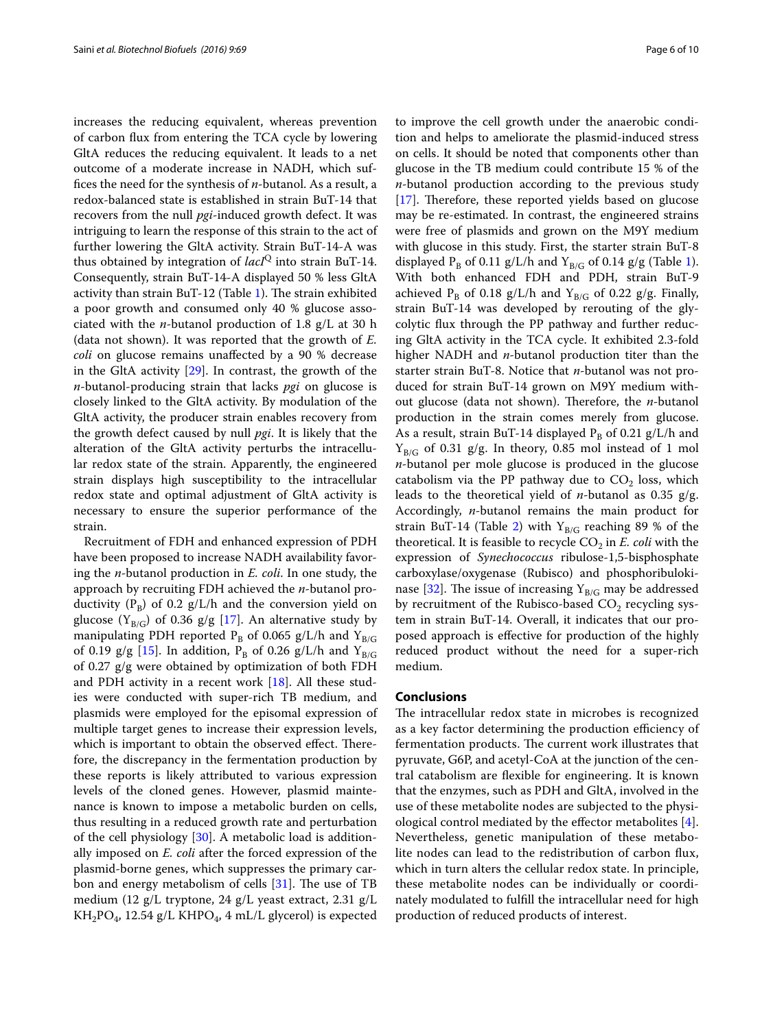increases the reducing equivalent, whereas prevention of carbon flux from entering the TCA cycle by lowering GltA reduces the reducing equivalent. It leads to a net outcome of a moderate increase in NADH, which suffices the need for the synthesis of *n*-butanol. As a result, a redox-balanced state is established in strain BuT-14 that recovers from the null *pgi*-induced growth defect. It was intriguing to learn the response of this strain to the act of further lowering the GltA activity. Strain BuT-14-A was thus obtained by integration of *lacI*$^Q$ into strain BuT-14. Consequently, strain BuT-14-A displayed 50 % less GltA activity than strain BuT-12 (Table 1). The strain exhibited a poor growth and consumed only 40 % glucose associated with the *n*-butanol production of 1.8 g/L at 30 h (data not shown). It was reported that the growth of *E. coli* on glucose remains unaffected by a 90 % decrease in the GltA activity [29]. In contrast, the growth of the *n*-butanol-producing strain that lacks *pgi* on glucose is closely linked to the GltA activity. By modulation of the GltA activity, the producer strain enables recovery from the growth defect caused by null *pgi*. It is likely that the alteration of the GltA activity perturbs the intracellular redox state of the strain. Apparently, the engineered strain displays high susceptibility to the intracellular redox state and optimal adjustment of GltA activity is necessary to ensure the superior performance of the strain.

Recruitment of FDH and enhanced expression of PDH have been proposed to increase NADH availability favoring the *n*-butanol production in *E. coli*. In one study, the approach by recruiting FDH achieved the *n*-butanol productivity ($P_B$) of 0.2 g/L/h and the conversion yield on glucose ($Y_{B/G}$) of 0.36 g/g [17]. An alternative study by manipulating PDH reported $P_B$ of 0.065 g/L/h and $Y_{B/G}$ of 0.19 g/g [15]. In addition, $P_B$ of 0.26 g/L/h and $Y_{B/G}$ of 0.27 g/g were obtained by optimization of both FDH and PDH activity in a recent work [18]. All these studies were conducted with super-rich TB medium, and plasmids were employed for the episomal expression of multiple target genes to increase their expression levels, which is important to obtain the observed effect. Therefore, the discrepancy in the fermentation production by these reports is likely attributed to various expression levels of the cloned genes. However, plasmid maintenance is known to impose a metabolic burden on cells, thus resulting in a reduced growth rate and perturbation of the cell physiology [30]. A metabolic load is additionally imposed on *E. coli* after the forced expression of the plasmid-borne genes, which suppresses the primary carbon and energy metabolism of cells [31]. The use of TB medium (12 g/L tryptone, 24 g/L yeast extract, 2.31 g/L $KH_2PO_4$, 12.54 g/L $KHPO_4$, 4 mL/L glycerol) is expected to improve the cell growth under the anaerobic condition and helps to ameliorate the plasmid-induced stress on cells. It should be noted that components other than glucose in the TB medium could contribute 15 % of the *n*-butanol production according to the previous study [17]. Therefore, these reported yields based on glucose may be re-estimated. In contrast, the engineered strains were free of plasmids and grown on the M9Y medium with glucose in this study. First, the starter strain BuT-8 displayed $P_B$ of 0.11 g/L/h and $Y_{B/G}$ of 0.14 g/g (Table 1). With both enhanced FDH and PDH, strain BuT-9 achieved $P_B$ of 0.18 g/L/h and $Y_{B/G}$ of 0.22 g/g. Finally, strain BuT-14 was developed by rerouting of the glycolytic flux through the PP pathway and further reducing GltA activity in the TCA cycle. It exhibited 2.3-fold higher NADH and *n*-butanol production titer than the starter strain BuT-8. Notice that *n*-butanol was not produced for strain BuT-14 grown on M9Y medium without glucose (data not shown). Therefore, the *n*-butanol production in the strain comes merely from glucose. As a result, strain BuT-14 displayed $P_B$ of 0.21 g/L/h and $Y_{B/G}$ of 0.31 g/g. In theory, 0.85 mol instead of 1 mol *n*-butanol per mole glucose is produced in the glucose catabolism via the PP pathway due to $CO_2$ loss, which leads to the theoretical yield of *n*-butanol as 0.35 g/g. Accordingly, *n*-butanol remains the main product for strain BuT-14 (Table 2) with $Y_{B/G}$ reaching 89 % of the theoretical. It is feasible to recycle $CO_2$ in *E. coli* with the expression of *Synechococcus* ribulose-1,5-bisphosphate carboxylase/oxygenase (Rubisco) and phosphoribulokinase [32]. The issue of increasing $Y_{B/G}$ may be addressed by recruitment of the Rubisco-based $CO_2$ recycling system in strain BuT-14. Overall, it indicates that our proposed approach is effective for production of the highly reduced product without the need for a super-rich medium.

## Conclusions

The intracellular redox state in microbes is recognized as a key factor determining the production efficiency of fermentation products. The current work illustrates that pyruvate, G6P, and acetyl-CoA at the junction of the central catabolism are flexible for engineering. It is known that the enzymes, such as PDH and GltA, involved in the use of these metabolite nodes are subjected to the physiological control mediated by the effector metabolites [4]. Nevertheless, genetic manipulation of these metabolite nodes can lead to the redistribution of carbon flux, which in turn alters the cellular redox state. In principle, these metabolite nodes can be individually or coordinately modulated to fulfill the intracellular need for high production of reduced products of interest.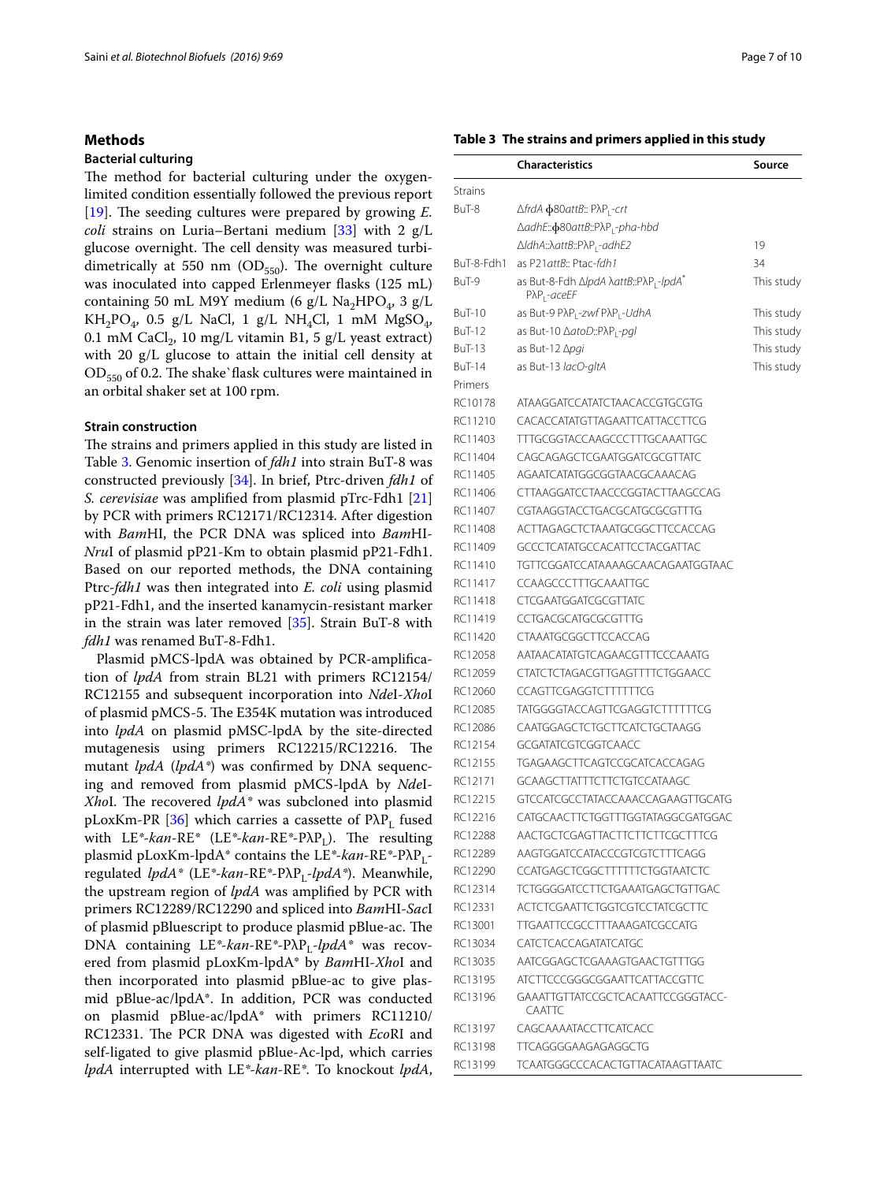## Methods

### Bacterial culturing

The method for bacterial culturing under the oxygen-limited condition essentially followed the previous report [19]. The seeding cultures were prepared by growing *E. coli* strains on Luria–Bertani medium [33] with 2 g/L glucose overnight. The cell density was measured turbidimetrically at 550 nm ($OD_{550}$). The overnight culture was inoculated into capped Erlenmeyer flasks (125 mL) containing 50 mL M9Y medium (6 g/L $Na_2HPO_4$, 3 g/L $KH_2PO_4$, 0.5 g/L NaCl, 1 g/L $NH_4Cl$, 1 mM $MgSO_4$, 0.1 mM $CaCl_2$, 10 mg/L vitamin B1, 5 g/L yeast extract) with 20 g/L glucose to attain the initial cell density at $OD_{550}$ of 0.2. The shake`flask cultures were maintained in an orbital shaker set at 100 rpm.

### Strain construction

The strains and primers applied in this study are listed in Table 3. Genomic insertion of *fdh1* into strain BuT-8 was constructed previously [34]. In brief, Ptrc-driven *fdh1* of *S. cerevisiae* was amplified from plasmid pTrc-Fdh1 [21] by PCR with primers RC12171/RC12314. After digestion with *Bam*HI, the PCR DNA was spliced into *Bam*HI-*Nru*I of plasmid pP21-Km to obtain plasmid pP21-Fdh1. Based on our reported methods, the DNA containing Ptrc-*fdh1* was then integrated into *E. coli* using plasmid pP21-Fdh1, and the inserted kanamycin-resistant marker in the strain was later removed [35]. Strain BuT-8 with *fdh1* was renamed BuT-8-Fdh1.

Plasmid pMCS-lpdA was obtained by PCR-amplification of *lpdA* from strain BL21 with primers RC12154/RC12155 and subsequent incorporation into *Nde*I-*Xho*I of plasmid pMCS-5. The E354K mutation was introduced into *lpdA* on plasmid pMSC-lpdA by the site-directed mutagenesis using primers RC12215/RC12216. The mutant *lpdA* (*lpdA*\*) was confirmed by DNA sequencing and removed from plasmid pMCS-lpdA by *Nde*I-*Xho*I. The recovered *lpdA*\* was subcloned into plasmid pLoxKm-PR [36] which carries a cassette of $P\lambda P_L$ fused with LE\*-*kan*-RE\* (LE\*-*kan*-RE\*-$P\lambda P_L$). The resulting plasmid pLoxKm-lpdA\* contains the LE\*-*kan*-RE\*-$P\lambda P_L$-regulated *lpdA*\* (LE\*-*kan*-RE\*-$P\lambda P_L$-*lpdA*\*). Meanwhile, the upstream region of *lpdA* was amplified by PCR with primers RC12289/RC12290 and spliced into *Bam*HI-*Sac*I of plasmid pBluescript to produce plasmid pBlue-ac. The DNA containing LE\*-*kan*-RE\*-$P\lambda P_L$-*lpdA*\* was recovered from plasmid pLoxKm-lpdA\* by *Bam*HI-*Xho*I and then incorporated into plasmid pBlue-ac to give plasmid pBlue-ac/lpdA\*. In addition, PCR was conducted on plasmid pBlue-ac/lpdA\* with primers RC11210/RC12331. The PCR DNA was digested with *Eco*RI and self-ligated to give plasmid pBlue-Ac-lpd, which carries *lpdA* interrupted with LE\*-*kan*-RE\*. To knockout *lpdA*,

**Table 3 The strains and primers applied in this study**

| | Characteristics | Source |
|---|---|---|
| Strains | | |
| BuT-8 | Δ*frdA* ϕ80*attB*:: $P\lambda P_L$-*crt*<br>Δ*adhE*::ϕ80*attB*::$P\lambda P_L$-*pha-hbd*<br>Δ*ldhA*::λ*attB*::$P\lambda P_L$-*adhE2* | 19 |
| BuT-8-Fdh1 | as P21*attB*:: Ptac-*fdh1* | 34 |
| BuT-9 | as But-8-Fdh Δ*lpdA* λ*attB*::$P\lambda P_L$-*lpdA*\* $P\lambda P_L$-*aceEF* | This study |
| BuT-10 | as But-9 $P\lambda P_L$-*zwf* $P\lambda P_L$-*UdhA* | This study |
| BuT-12 | as But-10 Δ*atoD*::$P\lambda P_L$-*pgl* | This study |
| BuT-13 | as But-12 Δ*pgi* | This study |
| BuT-14 | as But-13 *lacO-gltA* | This study |
| Primers | | |
| RC10178 | ATAAGGATCCATATCTAACACCGTGCGTG | |
| RC11210 | CACACCATATGTTAGAATTCATTACCTTCG | |
| RC11403 | TTTGCGGTACCAAGCCCTTTGCAAATTGC | |
| RC11404 | CAGCAGAGCTCGAATGGATCGCGTTATC | |
| RC11405 | AGAATCATATGGCGGTAACGCAAACAG | |
| RC11406 | CTTAAGGATCCTAACCCGGTACTTAAGCCAG | |
| RC11407 | CGTAAGGTACCTGACGCATGCGCGTTTG | |
| RC11408 | ACTTAGAGCTCTAAATGCGGCTTCCACCAG | |
| RC11409 | GCCCTCATATGCCACATTCCTACGATTAC | |
| RC11410 | TGTTCGGATCCATAAAAGCAACAGAATGGTAAC | |
| RC11417 | CCAAGCCCTTTGCAAATTGC | |
| RC11418 | CTCGAATGGATCGCGTTATC | |
| RC11419 | CCTGACGCATGCGCGTTTG | |
| RC11420 | CTAAATGCGGCTTCCACCAG | |
| RC12058 | AATAACATATGTCAGAACGTTTCCCAAATG | |
| RC12059 | CTATCTCTAGACGTTGAGTTTTCTGGAACC | |
| RC12060 | CCAGTTCGAGGTCTTTTTTCG | |
| RC12085 | TATGGGGTACCAGTTCGAGGTCTTTTTTCG | |
| RC12086 | CAATGGAGCTCTGCTTCATCTGCTAAGG | |
| RC12154 | GCGATATCGTCGGTCAACC | |
| RC12155 | TGAGAAGCTTCAGTCCGCATCACCAGAG | |
| RC12171 | GCAAGCTTATTTCTTCTGTCCATAAGC | |
| RC12215 | GTCCATCGCCTATACCAAACCAGAAGTTGCATG | |
| RC12216 | CATGCAACTTCTGGTTTGGTATAGGCGATGGAC | |
| RC12288 | AACTGCTCGAGTTACTTCTTCTTCGCTTTCG | |
| RC12289 | AAGTGGATCCATACCCGTCGTCTTTCAGG | |
| RC12290 | CCATGAGCTCGGCTTTTTTCTGGTAATCTC | |
| RC12314 | TCTGGGGATCCTTCTGAAATGAGCTGTTGAC | |
| RC12331 | ACTCTCGAATTCTGGTCGTCCTATCGCTTC | |
| RC13001 | TTGAATTCCGCCTTTAAAGATCGCCATG | |
| RC13034 | CATCTCACCAGATATCATGC | |
| RC13035 | AATCGGAGCTCGAAAGTGAACTGTTTGG | |
| RC13195 | ATCTTCCCGGGCGGAATTCATTACCGTTC | |
| RC13196 | GAAATTGTTATCCGCTCACAATTCCGGGTACC-CAATTC | |
| RC13197 | CAGCAAAATACCTTCATCACC | |
| RC13198 | TTCAGGGGAAGAGAGGCTG | |
| RC13199 | TCAATGGGCCCACACTGTTACATAAGTTAATC | |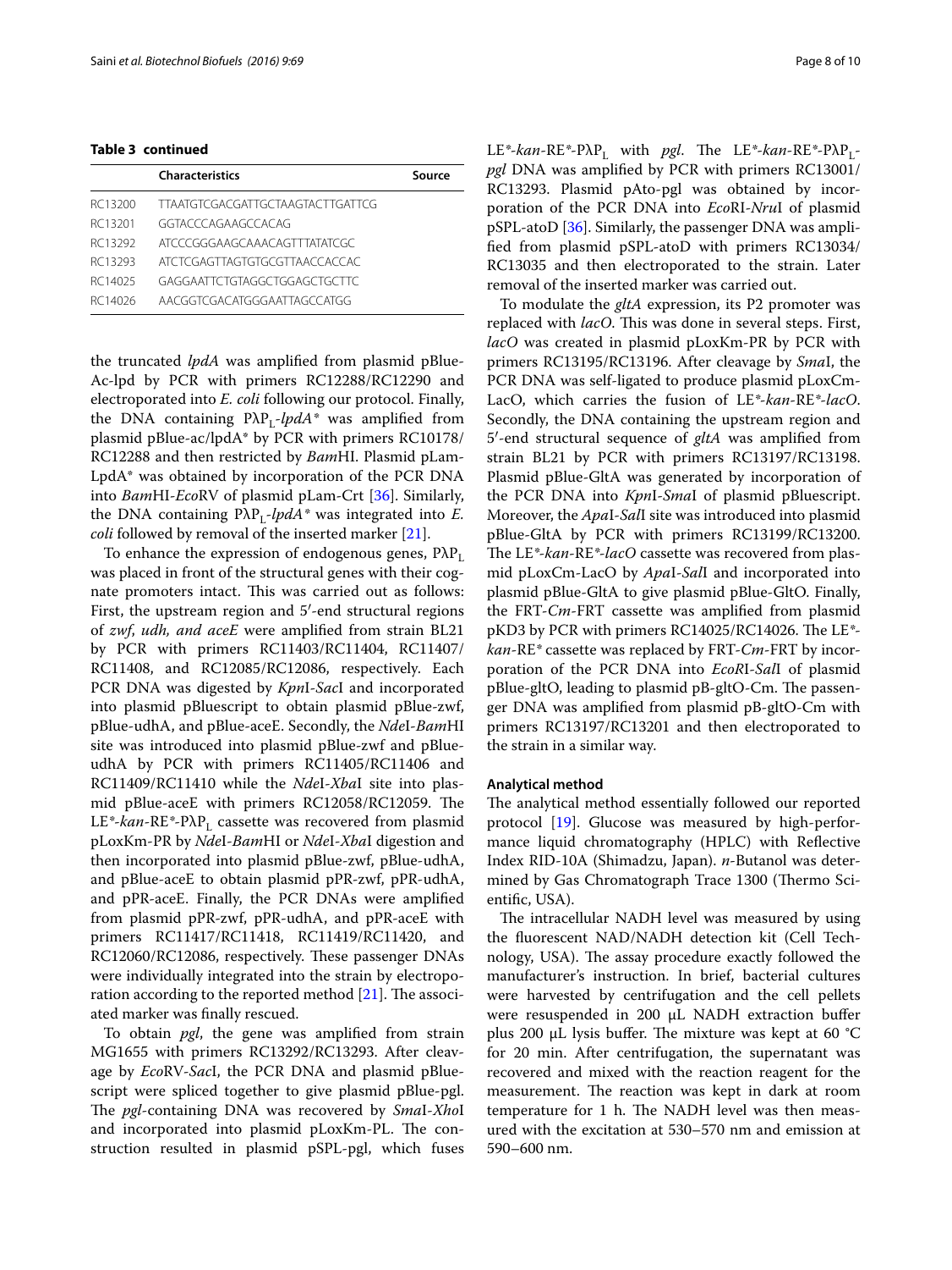**Table 3 continued**

| | Characteristics | Source |
|---|---|---|
| RC13200 | TTAATGTCGACGATTGCTAAGTACTTGATTCG | |
| RC13201 | GGTACCCAGAAGCCACAG | |
| RC13292 | ATCCCGGGAAGCAAACAGTTTATATCGC | |
| RC13293 | ATCTCGAGTTAGTGTGCGTTAACCACCAC | |
| RC14025 | GAGGAATTCTGTAGGCTGGAGCTGCTTC | |
| RC14026 | AACGGTCGACATGGGAATTAGCCATGG | |

the truncated *lpdA* was amplified from plasmid pBlue-Ac-lpd by PCR with primers RC12288/RC12290 and electroporated into *E. coli* following our protocol. Finally, the DNA containing P$\lambda$P$_L$-*lpdA** was amplified from plasmid pBlue-ac/lpdA* by PCR with primers RC10178/RC12288 and then restricted by *Bam*HI. Plasmid pLam-LpdA* was obtained by incorporation of the PCR DNA into *Bam*HI-*Eco*RV of plasmid pLam-Crt [36]. Similarly, the DNA containing P$\lambda$P$_L$-*lpdA** was integrated into *E. coli* followed by removal of the inserted marker [21].

To enhance the expression of endogenous genes, P$\lambda$P$_L$ was placed in front of the structural genes with their cognate promoters intact. This was carried out as follows: First, the upstream region and 5′-end structural regions of *zwf*, *udh, and aceE* were amplified from strain BL21 by PCR with primers RC11403/RC11404, RC11407/RC11408, and RC12085/RC12086, respectively. Each PCR DNA was digested by *Kpn*I-*Sac*I and incorporated into plasmid pBluescript to obtain plasmid pBlue-zwf, pBlue-udhA, and pBlue-aceE. Secondly, the *Nde*I-*Bam*HI site was introduced into plasmid pBlue-zwf and pBlue-udhA by PCR with primers RC11405/RC11406 and RC11409/RC11410 while the *Nde*I-*Xba*I site into plasmid pBlue-aceE with primers RC12058/RC12059. The LE*-*kan*-RE*-P$\lambda$P$_L$ cassette was recovered from plasmid pLoxKm-PR by *Nde*I-*Bam*HI or *Nde*I-*Xba*I digestion and then incorporated into plasmid pBlue-zwf, pBlue-udhA, and pBlue-aceE to obtain plasmid pPR-zwf, pPR-udhA, and pPR-aceE. Finally, the PCR DNAs were amplified from plasmid pPR-zwf, pPR-udhA, and pPR-aceE with primers RC11417/RC11418, RC11419/RC11420, and RC12060/RC12086, respectively. These passenger DNAs were individually integrated into the strain by electroporation according to the reported method [21]. The associated marker was finally rescued.

To obtain *pgl*, the gene was amplified from strain MG1655 with primers RC13292/RC13293. After cleavage by *Eco*RV-*Sac*I, the PCR DNA and plasmid pBluescript were spliced together to give plasmid pBlue-pgl. The *pgl*-containing DNA was recovered by *Sma*I-*Xho*I and incorporated into plasmid pLoxKm-PL. The construction resulted in plasmid pSPL-pgl, which fuses LE*-*kan*-RE*-P$\lambda$P$_L$ with *pgl*. The LE*-*kan*-RE*-P$\lambda$P$_L$-*pgl* DNA was amplified by PCR with primers RC13001/RC13293. Plasmid pAto-pgl was obtained by incorporation of the PCR DNA into *Eco*RI-*Nru*I of plasmid pSPL-atoD [36]. Similarly, the passenger DNA was amplified from plasmid pSPL-atoD with primers RC13034/RC13035 and then electroporated to the strain. Later removal of the inserted marker was carried out.

To modulate the *gltA* expression, its P2 promoter was replaced with *lacO*. This was done in several steps. First, *lacO* was created in plasmid pLoxKm-PR by PCR with primers RC13195/RC13196. After cleavage by *Sma*I, the PCR DNA was self-ligated to produce plasmid pLoxCm-LacO, which carries the fusion of LE*-*kan*-RE*-*lacO*. Secondly, the DNA containing the upstream region and 5′-end structural sequence of *gltA* was amplified from strain BL21 by PCR with primers RC13197/RC13198. Plasmid pBlue-GltA was generated by incorporation of the PCR DNA into *Kpn*I-*Sma*I of plasmid pBluescript. Moreover, the *Apa*I-*Sal*I site was introduced into plasmid pBlue-GltA by PCR with primers RC13199/RC13200. The LE*-*kan*-RE*-*lacO* cassette was recovered from plasmid pLoxCm-LacO by *Apa*I-*Sal*I and incorporated into plasmid pBlue-GltA to give plasmid pBlue-GltO. Finally, the FRT-*Cm*-FRT cassette was amplified from plasmid pKD3 by PCR with primers RC14025/RC14026. The LE*-*kan*-RE* cassette was replaced by FRT-*Cm*-FRT by incorporation of the PCR DNA into *Eco*RI-*Sal*I of plasmid pBlue-gltO, leading to plasmid pB-gltO-Cm. The passenger DNA was amplified from plasmid pB-gltO-Cm with primers RC13197/RC13201 and then electroporated to the strain in a similar way.

#### Analytical method

The analytical method essentially followed our reported protocol [19]. Glucose was measured by high-performance liquid chromatography (HPLC) with Reflective Index RID-10A (Shimadzu, Japan). *n*-Butanol was determined by Gas Chromatograph Trace 1300 (Thermo Scientific, USA).

The intracellular NADH level was measured by using the fluorescent NAD/NADH detection kit (Cell Technology, USA). The assay procedure exactly followed the manufacturer's instruction. In brief, bacterial cultures were harvested by centrifugation and the cell pellets were resuspended in 200 µL NADH extraction buffer plus 200 µL lysis buffer. The mixture was kept at 60 °C for 20 min. After centrifugation, the supernatant was recovered and mixed with the reaction reagent for the measurement. The reaction was kept in dark at room temperature for 1 h. The NADH level was then measured with the excitation at 530–570 nm and emission at 590–600 nm.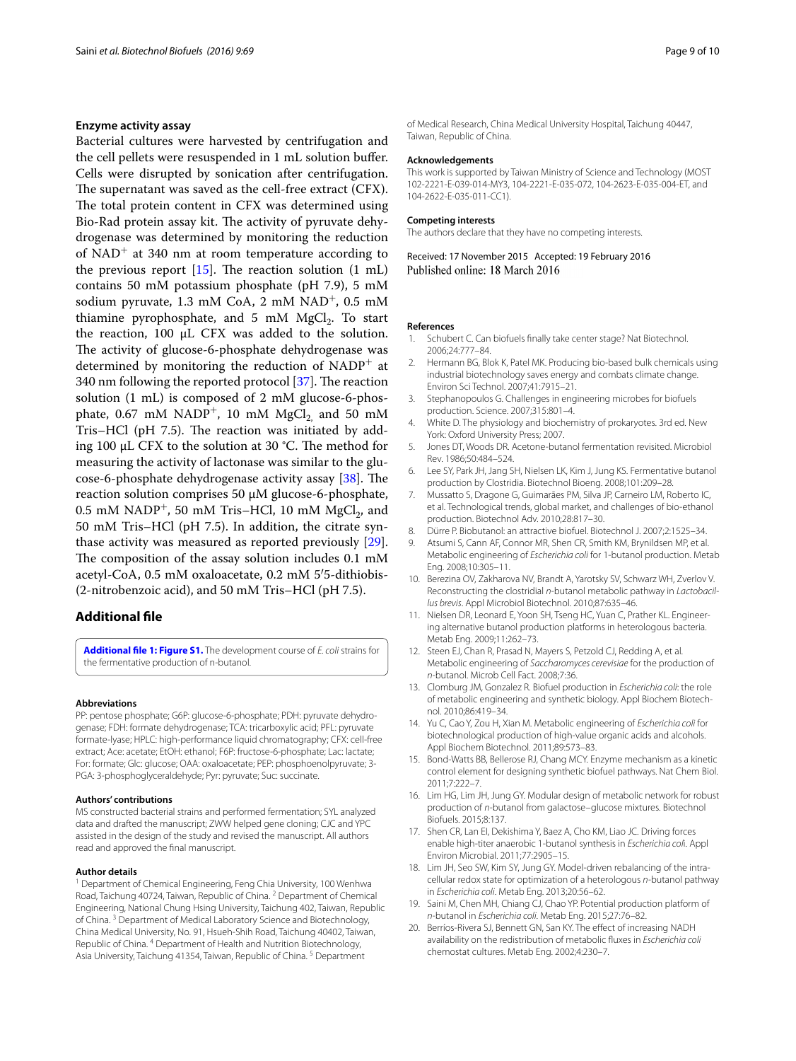### Enzyme activity assay

Bacterial cultures were harvested by centrifugation and the cell pellets were resuspended in 1 mL solution buffer. Cells were disrupted by sonication after centrifugation. The supernatant was saved as the cell-free extract (CFX). The total protein content in CFX was determined using Bio-Rad protein assay kit. The activity of pyruvate dehydrogenase was determined by monitoring the reduction of $NAD^+$ at 340 nm at room temperature according to the previous report [15]. The reaction solution (1 mL) contains 50 mM potassium phosphate (pH 7.9), 5 mM sodium pyruvate, 1.3 mM CoA, 2 mM $NAD^+$, 0.5 mM thiamine pyrophosphate, and 5 mM $MgCl_2$. To start the reaction, 100 µL CFX was added to the solution. The activity of glucose-6-phosphate dehydrogenase was determined by monitoring the reduction of $NADP^+$ at 340 nm following the reported protocol [37]. The reaction solution (1 mL) is composed of 2 mM glucose-6-phosphate, 0.67 mM $NADP^+$, 10 mM $MgCl_2$ and 50 mM Tris–HCl (pH 7.5). The reaction was initiated by adding 100 µL CFX to the solution at 30 °C. The method for measuring the activity of lactonase was similar to the glucose-6-phosphate dehydrogenase activity assay [38]. The reaction solution comprises 50 µM glucose-6-phosphate, 0.5 mM $NADP^+$, 50 mM Tris–HCl, 10 mM $MgCl_2$, and 50 mM Tris–HCl (pH 7.5). In addition, the citrate synthase activity was measured as reported previously [29]. The composition of the assay solution includes 0.1 mM acetyl-CoA, 0.5 mM oxaloacetate, 0.2 mM 5′5-dithiobis-(2-nitrobenzoic acid), and 50 mM Tris–HCl (pH 7.5).

## Additional file

**Additional file 1: Figure S1.** The development course of *E. coli* strains for the fermentative production of n-butanol.

#### Abbreviations

PP: pentose phosphate; G6P: glucose-6-phosphate; PDH: pyruvate dehydrogenase; FDH: formate dehydrogenase; TCA: tricarboxylic acid; PFL: pyruvate formate-lyase; HPLC: high-performance liquid chromatography; CFX: cell-free extract; Ace: acetate; EtOH: ethanol; F6P: fructose-6-phosphate; Lac: lactate; For: formate; Glc: glucose; OAA: oxaloacetate; PEP: phosphoenolpyruvate; 3-PGA: 3-phosphoglyceraldehyde; Pyr: pyruvate; Suc: succinate.

#### Authors' contributions

MS constructed bacterial strains and performed fermentation; SYL analyzed data and drafted the manuscript; ZWW helped gene cloning; CJC and YPC assisted in the design of the study and revised the manuscript. All authors read and approved the final manuscript.

#### Author details

[1] Department of Chemical Engineering, Feng Chia University, 100 Wenhwa Road, Taichung 40724, Taiwan, Republic of China. [2] Department of Chemical Engineering, National Chung Hsing University, Taichung 402, Taiwan, Republic of China. [3] Department of Medical Laboratory Science and Biotechnology, China Medical University, No. 91, Hsueh-Shih Road, Taichung 40402, Taiwan, Republic of China. [4] Department of Health and Nutrition Biotechnology, Asia University, Taichung 41354, Taiwan, Republic of China. [5] Department of Medical Research, China Medical University Hospital, Taichung 40447, Taiwan, Republic of China.

#### Acknowledgements

This work is supported by Taiwan Ministry of Science and Technology (MOST 102-2221-E-039-014-MY3, 104-2221-E-035-072, 104-2623-E-035-004-ET, and 104-2622-E-035-011-CC1).

#### Competing interests

The authors declare that they have no competing interests.

Received: 17 November 2015 Accepted: 19 February 2016
Published online: 18 March 2016

#### References

1. Schubert C. Can biofuels finally take center stage? Nat Biotechnol. 2006;24:777–84.
2. Hermann BG, Blok K, Patel MK. Producing bio-based bulk chemicals using industrial biotechnology saves energy and combats climate change. Environ Sci Technol. 2007;41:7915–21.
3. Stephanopoulos G. Challenges in engineering microbes for biofuels production. Science. 2007;315:801–4.
4. White D. The physiology and biochemistry of prokaryotes. 3rd ed. New York: Oxford University Press; 2007.
5. Jones DT, Woods DR. Acetone-butanol fermentation revisited. Microbiol Rev. 1986;50:484–524.
6. Lee SY, Park JH, Jang SH, Nielsen LK, Kim J, Jung KS. Fermentative butanol production by Clostridia. Biotechnol Bioeng. 2008;101:209–28.
7. Mussatto S, Dragone G, Guimarães PM, Silva JP, Carneiro LM, Roberto IC, et al. Technological trends, global market, and challenges of bio-ethanol production. Biotechnol Adv. 2010;28:817–30.
8. Dürre P. Biobutanol: an attractive biofuel. Biotechnol J. 2007;2:1525–34.
9. Atsumi S, Cann AF, Connor MR, Shen CR, Smith KM, Brynildsen MP, et al. Metabolic engineering of *Escherichia coli* for 1-butanol production. Metab Eng. 2008;10:305–11.
10. Berezina OV, Zakharova NV, Brandt A, Yarotsky SV, Schwarz WH, Zverlov V. Reconstructing the clostridial *n*-butanol metabolic pathway in *Lactobacillus brevis*. Appl Microbiol Biotechnol. 2010;87:635–46.
11. Nielsen DR, Leonard E, Yoon SH, Tseng HC, Yuan C, Prather KL. Engineering alternative butanol production platforms in heterologous bacteria. Metab Eng. 2009;11:262–73.
12. Steen EJ, Chan R, Prasad N, Mayers S, Petzold CJ, Redding A, et al. Metabolic engineering of *Saccharomyces cerevisiae* for the production of *n*-butanol. Microb Cell Fact. 2008;7:36.
13. Clomburg JM, Gonzalez R. Biofuel production in *Escherichia coli*: the role of metabolic engineering and synthetic biology. Appl Biochem Biotechnol. 2010;86:419–34.
14. Yu C, Cao Y, Zou H, Xian M. Metabolic engineering of *Escherichia coli* for biotechnological production of high-value organic acids and alcohols. Appl Biochem Biotechnol. 2011;89:573–83.
15. Bond-Watts BB, Bellerose RJ, Chang MCY. Enzyme mechanism as a kinetic control element for designing synthetic biofuel pathways. Nat Chem Biol. 2011;7:222–7.
16. Lim HG, Lim JH, Jung GY. Modular design of metabolic network for robust production of *n*-butanol from galactose–glucose mixtures. Biotechnol Biofuels. 2015;8:137.
17. Shen CR, Lan EI, Dekishima Y, Baez A, Cho KM, Liao JC. Driving forces enable high-titer anaerobic 1-butanol synthesis in *Escherichia coli*. Appl Environ Microbial. 2011;77:2905–15.
18. Lim JH, Seo SW, Kim SY, Jung GY. Model-driven rebalancing of the intracellular redox state for optimization of a heterologous *n*-butanol pathway in *Escherichia coli*. Metab Eng. 2013;20:56–62.
19. Saini M, Chen MH, Chiang CJ, Chao YP. Potential production platform of *n*-butanol in *Escherichia coli*. Metab Eng. 2015;27:76–82.
20. Berríos-Rivera SJ, Bennett GN, San KY. The effect of increasing NADH availability on the redistribution of metabolic fluxes in *Escherichia coli* chemostat cultures. Metab Eng. 2002;4:230–7.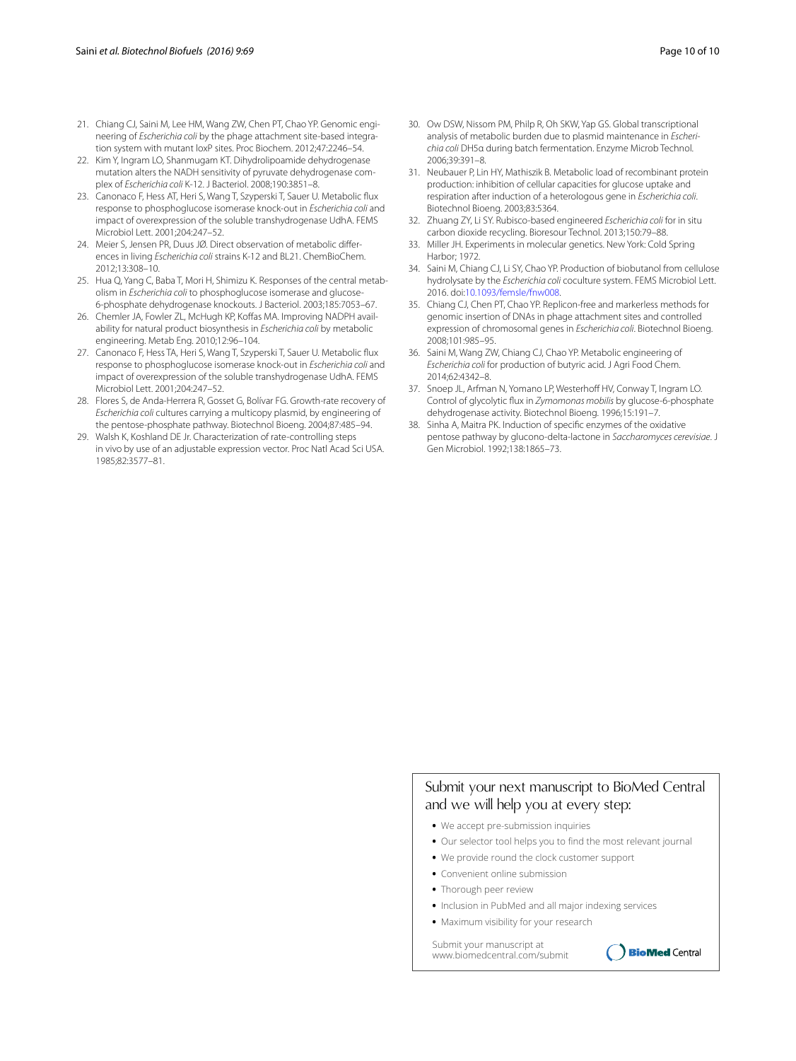21. Chiang CJ, Saini M, Lee HM, Wang ZW, Chen PT, Chao YP. Genomic engineering of *Escherichia coli* by the phage attachment site-based integration system with mutant loxP sites. Proc Biochem. 2012;47:2246–54.
22. Kim Y, Ingram LO, Shanmugam KT. Dihydrolipoamide dehydrogenase mutation alters the NADH sensitivity of pyruvate dehydrogenase complex of *Escherichia coli* K-12. J Bacteriol. 2008;190:3851–8.
23. Canonaco F, Hess AT, Heri S, Wang T, Szyperski T, Sauer U. Metabolic flux response to phosphoglucose isomerase knock-out in *Escherichia coli* and impact of overexpression of the soluble transhydrogenase UdhA. FEMS Microbiol Lett. 2001;204:247–52.
24. Meier S, Jensen PR, Duus JØ. Direct observation of metabolic differences in living *Escherichia coli* strains K-12 and BL21. ChemBioChem. 2012;13:308–10.
25. Hua Q, Yang C, Baba T, Mori H, Shimizu K. Responses of the central metabolism in *Escherichia coli* to phosphoglucose isomerase and glucose-6-phosphate dehydrogenase knockouts. J Bacteriol. 2003;185:7053–67.
26. Chemler JA, Fowler ZL, McHugh KP, Koffas MA. Improving NADPH availability for natural product biosynthesis in *Escherichia coli* by metabolic engineering. Metab Eng. 2010;12:96–104.
27. Canonaco F, Hess TA, Heri S, Wang T, Szyperski T, Sauer U. Metabolic flux response to phosphoglucose isomerase knock-out in *Escherichia coli* and impact of overexpression of the soluble transhydrogenase UdhA. FEMS Microbiol Lett. 2001;204:247–52.
28. Flores S, de Anda-Herrera R, Gosset G, Bolívar FG. Growth-rate recovery of *Escherichia coli* cultures carrying a multicopy plasmid, by engineering of the pentose-phosphate pathway. Biotechnol Bioeng. 2004;87:485–94.
29. Walsh K, Koshland DE Jr. Characterization of rate-controlling steps in vivo by use of an adjustable expression vector. Proc Natl Acad Sci USA. 1985;82:3577–81.
30. Ow DSW, Nissom PM, Philp R, Oh SKW, Yap GS. Global transcriptional analysis of metabolic burden due to plasmid maintenance in *Escherichia coli* DH5α during batch fermentation. Enzyme Microb Technol. 2006;39:391–8.
31. Neubauer P, Lin HY, Mathiszik B. Metabolic load of recombinant protein production: inhibition of cellular capacities for glucose uptake and respiration after induction of a heterologous gene in *Escherichia coli*. Biotechnol Bioeng. 2003;83:5364.
32. Zhuang ZY, Li SY. Rubisco-based engineered *Escherichia coli* for in situ carbon dioxide recycling. Bioresour Technol. 2013;150:79–88.
33. Miller JH. Experiments in molecular genetics. New York: Cold Spring Harbor; 1972.
34. Saini M, Chiang CJ, Li SY, Chao YP. Production of biobutanol from cellulose hydrolysate by the *Escherichia coli* coculture system. FEMS Microbiol Lett. 2016. doi:10.1093/femsle/fnw008.
35. Chiang CJ, Chen PT, Chao YP. Replicon-free and markerless methods for genomic insertion of DNAs in phage attachment sites and controlled expression of chromosomal genes in *Escherichia coli*. Biotechnol Bioeng. 2008;101:985–95.
36. Saini M, Wang ZW, Chiang CJ, Chao YP. Metabolic engineering of *Escherichia coli* for production of butyric acid. J Agri Food Chem. 2014;62:4342–8.
37. Snoep JL, Arfman N, Yomano LP, Westerhoff HV, Conway T, Ingram LO. Control of glycolytic flux in *Zymomonas mobilis* by glucose-6-phosphate dehydrogenase activity. Biotechnol Bioeng. 1996;15:191–7.
38. Sinha A, Maitra PK. Induction of specific enzymes of the oxidative pentose pathway by glucono-delta-lactone in *Saccharomyces cerevisiae*. J Gen Microbiol. 1992;138:1865–73.

Submit your next manuscript to BioMed Central and we will help you at every step:

- We accept pre-submission inquiries
- Our selector tool helps you to find the most relevant journal
- We provide round the clock customer support
- Convenient online submission
- Thorough peer review
- Inclusion in PubMed and all major indexing services
- Maximum visibility for your research

Submit your manuscript at www.biomedcentral.com/submit

BioMed Central